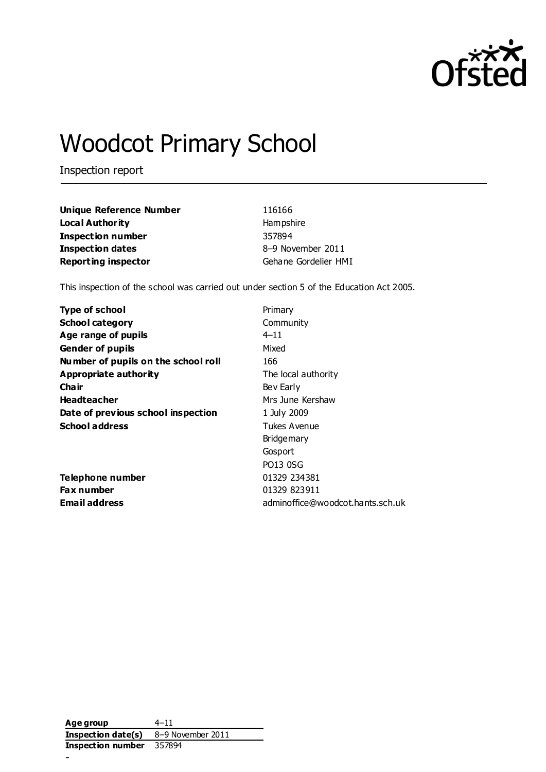# Woodcot Primary School

Inspection report

| | |
|---|---|
| **Unique Reference Number** | 116166 |
| **Local Authority** | Hampshire |
| **Inspection number** | 357894 |
| **Inspection dates** | 8–9 November 2011 |
| **Reporting inspector** | Gehane Gordelier HMI |

This inspection of the school was carried out under section 5 of the Education Act 2005.

| | |
|---|---|
| **Type of school** | Primary |
| **School category** | Community |
| **Age range of pupils** | 4–11 |
| **Gender of pupils** | Mixed |
| **Number of pupils on the school roll** | 166 |
| **Appropriate authority** | The local authority |
| **Chair** | Bev Early |
| **Headteacher** | Mrs June Kershaw |
| **Date of previous school inspection** | 1 July 2009 |
| **School address** | Tukes Avenue<br>Bridgemary<br>Gosport<br>PO13 0SG |
| **Telephone number** | 01329 234381 |
| **Fax number** | 01329 823911 |
| **Email address** | adminoffice@woodcot.hants.sch.uk |

| | |
|---|---|
| **Age group** | 4–11 |
| **Inspection date(s)** | 8–9 November 2011 |
| **Inspection number** | 357894 |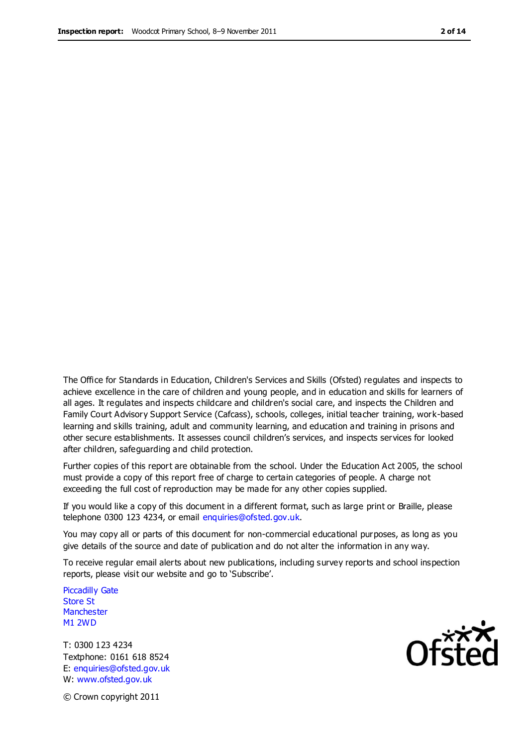The Office for Standards in Education, Children's Services and Skills (Ofsted) regulates and inspects to achieve excellence in the care of children and young people, and in education and skills for learners of all ages. It regulates and inspects childcare and children's social care, and inspects the Children and Family Court Advisory Support Service (Cafcass), schools, colleges, initial teacher training, work-based learning and skills training, adult and community learning, and education and training in prisons and other secure establishments. It assesses council children's services, and inspects services for looked after children, safeguarding and child protection.

Further copies of this report are obtainable from the school. Under the Education Act 2005, the school must provide a copy of this report free of charge to certain categories of people. A charge not exceeding the full cost of reproduction may be made for any other copies supplied.

If you would like a copy of this document in a different format, such as large print or Braille, please telephone 0300 123 4234, or email enquiries@ofsted.gov.uk.

You may copy all or parts of this document for non-commercial educational purposes, as long as you give details of the source and date of publication and do not alter the information in any way.

To receive regular email alerts about new publications, including survey reports and school inspection reports, please visit our website and go to 'Subscribe'.

Piccadilly Gate
Store St
Manchester
M1 2WD

T: 0300 123 4234
Textphone: 0161 618 8524
E: enquiries@ofsted.gov.uk
W: www.ofsted.gov.uk

© Crown copyright 2011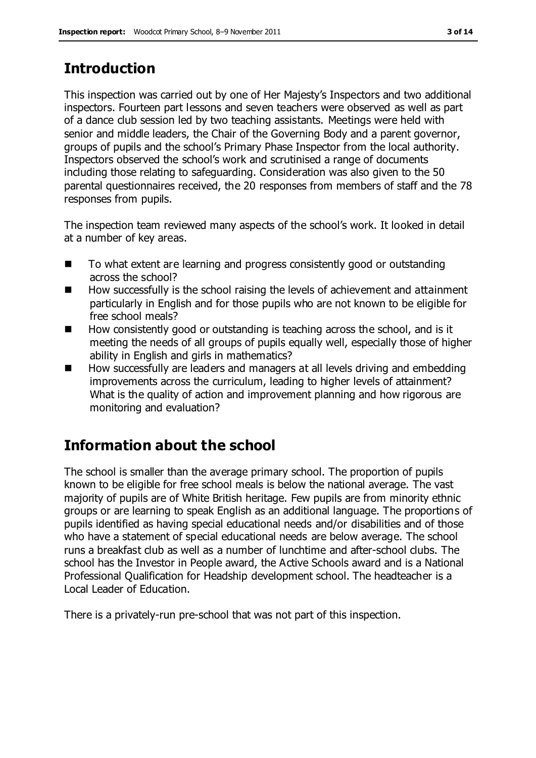## Introduction

This inspection was carried out by one of Her Majesty's Inspectors and two additional inspectors. Fourteen part lessons and seven teachers were observed as well as part of a dance club session led by two teaching assistants. Meetings were held with senior and middle leaders, the Chair of the Governing Body and a parent governor, groups of pupils and the school's Primary Phase Inspector from the local authority. Inspectors observed the school's work and scrutinised a range of documents including those relating to safeguarding. Consideration was also given to the 50 parental questionnaires received, the 20 responses from members of staff and the 78 responses from pupils.

The inspection team reviewed many aspects of the school's work. It looked in detail at a number of key areas.

- To what extent are learning and progress consistently good or outstanding across the school?
- How successfully is the school raising the levels of achievement and attainment particularly in English and for those pupils who are not known to be eligible for free school meals?
- How consistently good or outstanding is teaching across the school, and is it meeting the needs of all groups of pupils equally well, especially those of higher ability in English and girls in mathematics?
- How successfully are leaders and managers at all levels driving and embedding improvements across the curriculum, leading to higher levels of attainment? What is the quality of action and improvement planning and how rigorous are monitoring and evaluation?

## Information about the school

The school is smaller than the average primary school. The proportion of pupils known to be eligible for free school meals is below the national average. The vast majority of pupils are of White British heritage. Few pupils are from minority ethnic groups or are learning to speak English as an additional language. The proportions of pupils identified as having special educational needs and/or disabilities and of those who have a statement of special educational needs are below average. The school runs a breakfast club as well as a number of lunchtime and after-school clubs. The school has the Investor in People award, the Active Schools award and is a National Professional Qualification for Headship development school. The headteacher is a Local Leader of Education.

There is a privately-run pre-school that was not part of this inspection.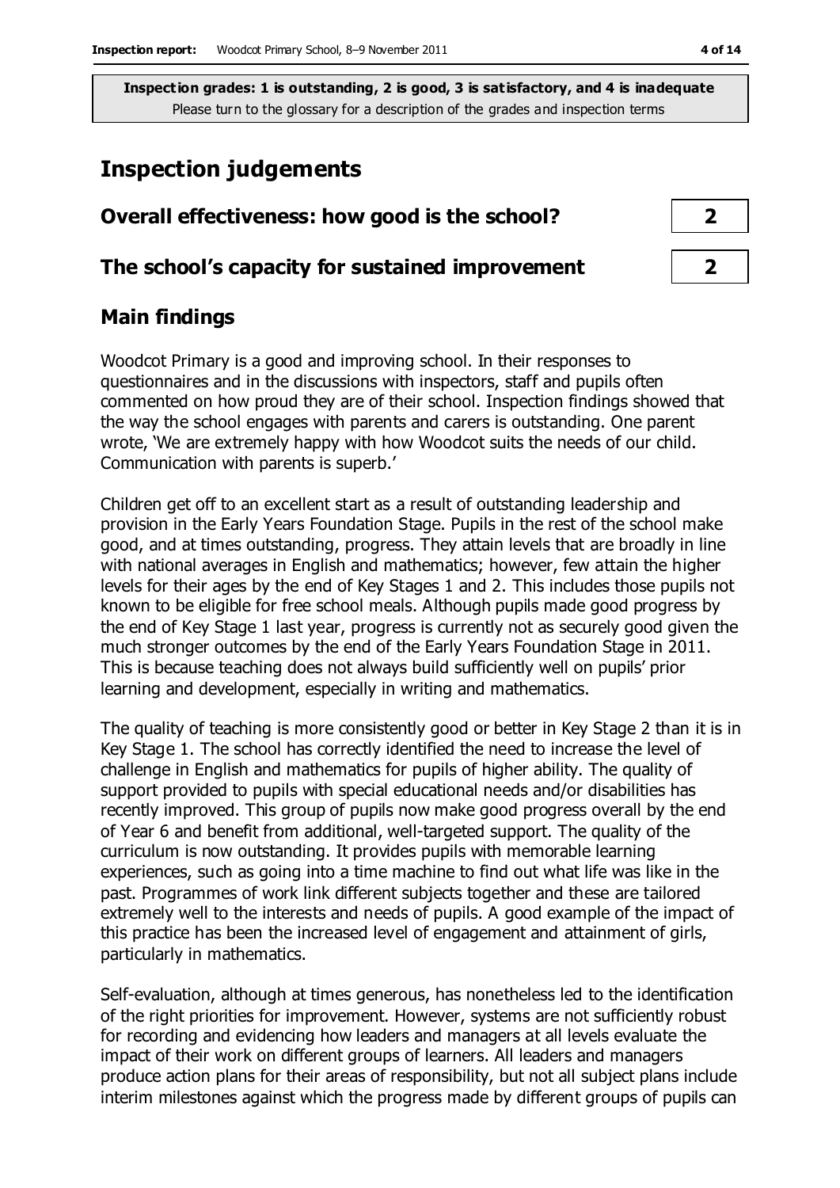**Inspection grades: 1 is outstanding, 2 is good, 3 is satisfactory, and 4 is inadequate**
Please turn to the glossary for a description of the grades and inspection terms

# Inspection judgements

| | |
|---|---|
| **Overall effectiveness: how good is the school?** | **2** |
| **The school's capacity for sustained improvement** | **2** |

## Main findings

Woodcot Primary is a good and improving school. In their responses to questionnaires and in the discussions with inspectors, staff and pupils often commented on how proud they are of their school. Inspection findings showed that the way the school engages with parents and carers is outstanding. One parent wrote, 'We are extremely happy with how Woodcot suits the needs of our child. Communication with parents is superb.'

Children get off to an excellent start as a result of outstanding leadership and provision in the Early Years Foundation Stage. Pupils in the rest of the school make good, and at times outstanding, progress. They attain levels that are broadly in line with national averages in English and mathematics; however, few attain the higher levels for their ages by the end of Key Stages 1 and 2. This includes those pupils not known to be eligible for free school meals. Although pupils made good progress by the end of Key Stage 1 last year, progress is currently not as securely good given the much stronger outcomes by the end of the Early Years Foundation Stage in 2011. This is because teaching does not always build sufficiently well on pupils' prior learning and development, especially in writing and mathematics.

The quality of teaching is more consistently good or better in Key Stage 2 than it is in Key Stage 1. The school has correctly identified the need to increase the level of challenge in English and mathematics for pupils of higher ability. The quality of support provided to pupils with special educational needs and/or disabilities has recently improved. This group of pupils now make good progress overall by the end of Year 6 and benefit from additional, well-targeted support. The quality of the curriculum is now outstanding. It provides pupils with memorable learning experiences, such as going into a time machine to find out what life was like in the past. Programmes of work link different subjects together and these are tailored extremely well to the interests and needs of pupils. A good example of the impact of this practice has been the increased level of engagement and attainment of girls, particularly in mathematics.

Self-evaluation, although at times generous, has nonetheless led to the identification of the right priorities for improvement. However, systems are not sufficiently robust for recording and evidencing how leaders and managers at all levels evaluate the impact of their work on different groups of learners. All leaders and managers produce action plans for their areas of responsibility, but not all subject plans include interim milestones against which the progress made by different groups of pupils can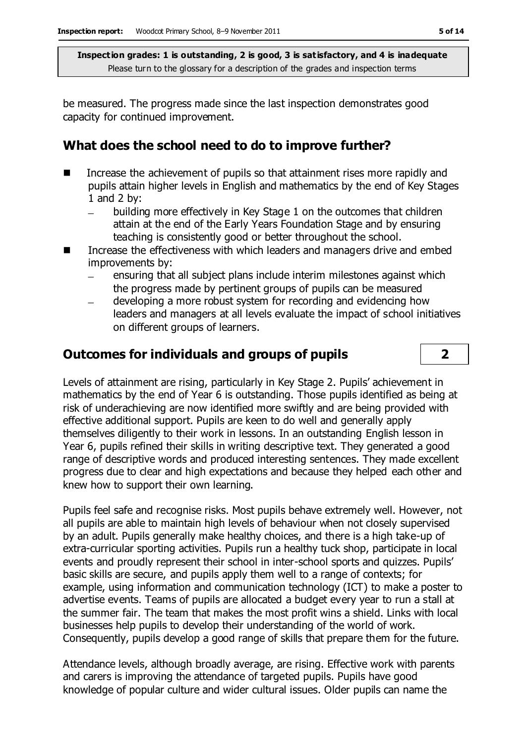be measured. The progress made since the last inspection demonstrates good capacity for continued improvement.

## What does the school need to do to improve further?

- Increase the achievement of pupils so that attainment rises more rapidly and pupils attain higher levels in English and mathematics by the end of Key Stages 1 and 2 by:
  - building more effectively in Key Stage 1 on the outcomes that children attain at the end of the Early Years Foundation Stage and by ensuring teaching is consistently good or better throughout the school.
- Increase the effectiveness with which leaders and managers drive and embed improvements by:
  - ensuring that all subject plans include interim milestones against which the progress made by pertinent groups of pupils can be measured
  - developing a more robust system for recording and evidencing how leaders and managers at all levels evaluate the impact of school initiatives on different groups of learners.

## Outcomes for individuals and groups of pupils **2**

Levels of attainment are rising, particularly in Key Stage 2. Pupils' achievement in mathematics by the end of Year 6 is outstanding. Those pupils identified as being at risk of underachieving are now identified more swiftly and are being provided with effective additional support. Pupils are keen to do well and generally apply themselves diligently to their work in lessons. In an outstanding English lesson in Year 6, pupils refined their skills in writing descriptive text. They generated a good range of descriptive words and produced interesting sentences. They made excellent progress due to clear and high expectations and because they helped each other and knew how to support their own learning.

Pupils feel safe and recognise risks. Most pupils behave extremely well. However, not all pupils are able to maintain high levels of behaviour when not closely supervised by an adult. Pupils generally make healthy choices, and there is a high take-up of extra-curricular sporting activities. Pupils run a healthy tuck shop, participate in local events and proudly represent their school in inter-school sports and quizzes. Pupils' basic skills are secure, and pupils apply them well to a range of contexts; for example, using information and communication technology (ICT) to make a poster to advertise events. Teams of pupils are allocated a budget every year to run a stall at the summer fair. The team that makes the most profit wins a shield. Links with local businesses help pupils to develop their understanding of the world of work. Consequently, pupils develop a good range of skills that prepare them for the future.

Attendance levels, although broadly average, are rising. Effective work with parents and carers is improving the attendance of targeted pupils. Pupils have good knowledge of popular culture and wider cultural issues. Older pupils can name the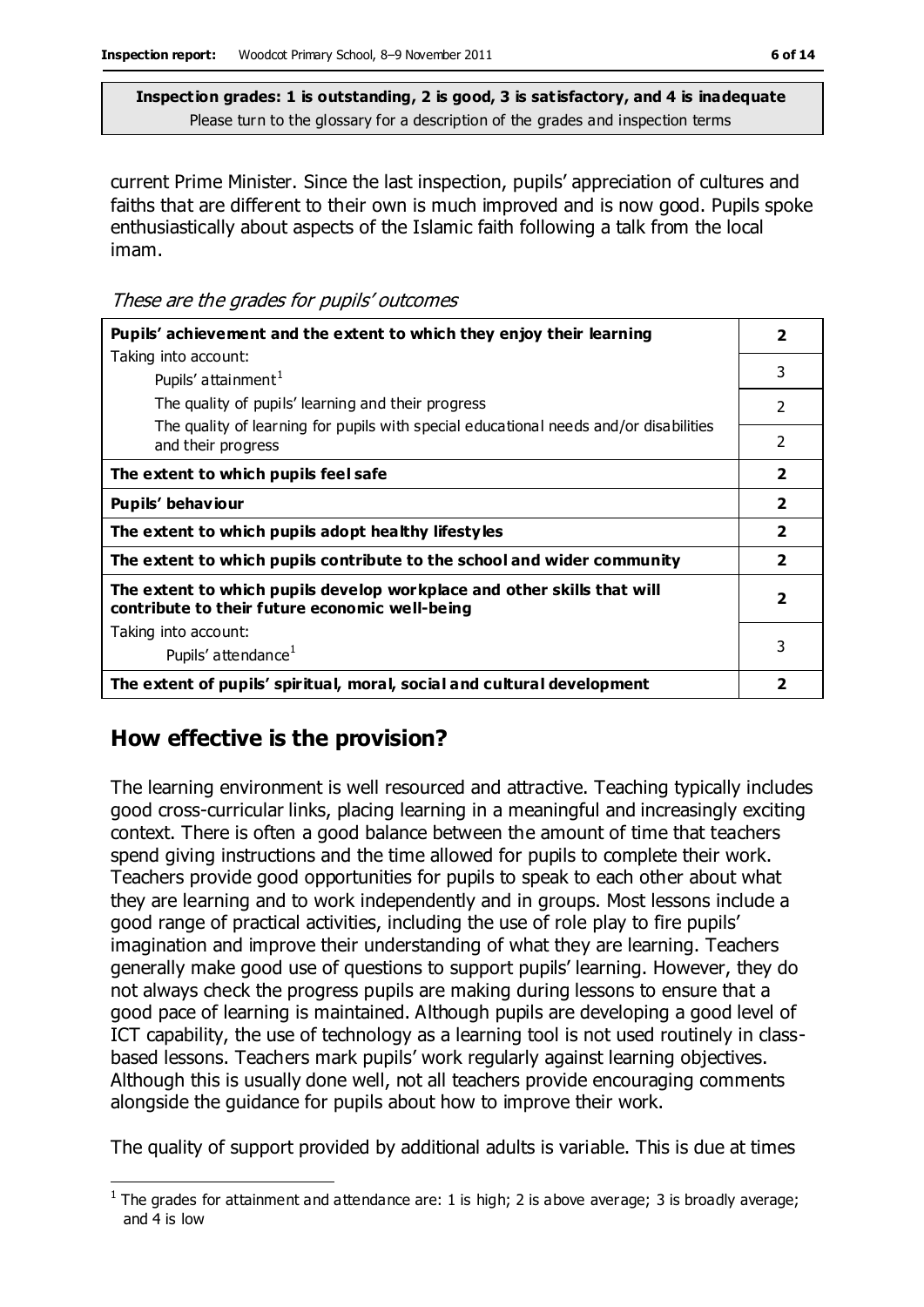**Inspection grades: 1 is outstanding, 2 is good, 3 is satisfactory, and 4 is inadequate**
Please turn to the glossary for a description of the grades and inspection terms

current Prime Minister. Since the last inspection, pupils' appreciation of cultures and faiths that are different to their own is much improved and is now good. Pupils spoke enthusiastically about aspects of the Islamic faith following a talk from the local imam.

*These are the grades for pupils' outcomes*

| | |
|---|---|
| **Pupils' achievement and the extent to which they enjoy their learning** | **2** |
| Taking into account:<br>Pupils' attainment[1] | 3 |
| The quality of pupils' learning and their progress | 2 |
| The quality of learning for pupils with special educational needs and/or disabilities and their progress | 2 |
| **The extent to which pupils feel safe** | **2** |
| **Pupils' behaviour** | **2** |
| **The extent to which pupils adopt healthy lifestyles** | **2** |
| **The extent to which pupils contribute to the school and wider community** | **2** |
| **The extent to which pupils develop workplace and other skills that will contribute to their future economic well-being** | **2** |
| Taking into account:<br>Pupils' attendance[1] | 3 |
| **The extent of pupils' spiritual, moral, social and cultural development** | **2** |

## How effective is the provision?

The learning environment is well resourced and attractive. Teaching typically includes good cross-curricular links, placing learning in a meaningful and increasingly exciting context. There is often a good balance between the amount of time that teachers spend giving instructions and the time allowed for pupils to complete their work. Teachers provide good opportunities for pupils to speak to each other about what they are learning and to work independently and in groups. Most lessons include a good range of practical activities, including the use of role play to fire pupils' imagination and improve their understanding of what they are learning. Teachers generally make good use of questions to support pupils' learning. However, they do not always check the progress pupils are making during lessons to ensure that a good pace of learning is maintained. Although pupils are developing a good level of ICT capability, the use of technology as a learning tool is not used routinely in class-based lessons. Teachers mark pupils' work regularly against learning objectives. Although this is usually done well, not all teachers provide encouraging comments alongside the guidance for pupils about how to improve their work.

The quality of support provided by additional adults is variable. This is due at times

[1] The grades for attainment and attendance are: 1 is high; 2 is above average; 3 is broadly average; and 4 is low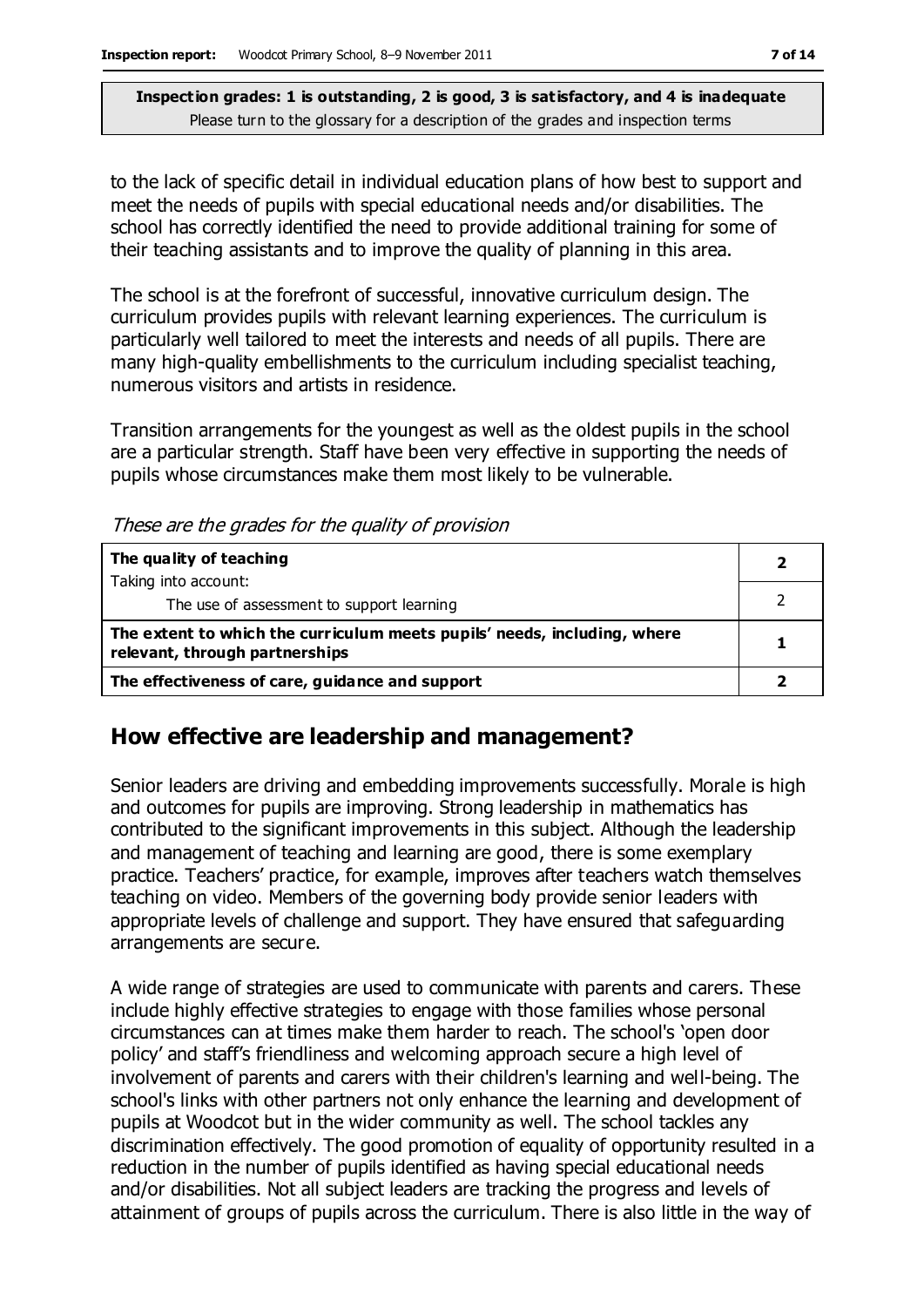to the lack of specific detail in individual education plans of how best to support and meet the needs of pupils with special educational needs and/or disabilities. The school has correctly identified the need to provide additional training for some of their teaching assistants and to improve the quality of planning in this area.

The school is at the forefront of successful, innovative curriculum design. The curriculum provides pupils with relevant learning experiences. The curriculum is particularly well tailored to meet the interests and needs of all pupils. There are many high-quality embellishments to the curriculum including specialist teaching, numerous visitors and artists in residence.

Transition arrangements for the youngest as well as the oldest pupils in the school are a particular strength. Staff have been very effective in supporting the needs of pupils whose circumstances make them most likely to be vulnerable.

*These are the grades for the quality of provision*

| | |
|---|---|
| **The quality of teaching**<br>Taking into account: | **2** |
| The use of assessment to support learning | 2 |
| **The extent to which the curriculum meets pupils' needs, including, where relevant, through partnerships** | **1** |
| **The effectiveness of care, guidance and support** | **2** |

## How effective are leadership and management?

Senior leaders are driving and embedding improvements successfully. Morale is high and outcomes for pupils are improving. Strong leadership in mathematics has contributed to the significant improvements in this subject. Although the leadership and management of teaching and learning are good, there is some exemplary practice. Teachers' practice, for example, improves after teachers watch themselves teaching on video. Members of the governing body provide senior leaders with appropriate levels of challenge and support. They have ensured that safeguarding arrangements are secure.

A wide range of strategies are used to communicate with parents and carers. These include highly effective strategies to engage with those families whose personal circumstances can at times make them harder to reach. The school's 'open door policy' and staff's friendliness and welcoming approach secure a high level of involvement of parents and carers with their children's learning and well-being. The school's links with other partners not only enhance the learning and development of pupils at Woodcot but in the wider community as well. The school tackles any discrimination effectively. The good promotion of equality of opportunity resulted in a reduction in the number of pupils identified as having special educational needs and/or disabilities. Not all subject leaders are tracking the progress and levels of attainment of groups of pupils across the curriculum. There is also little in the way of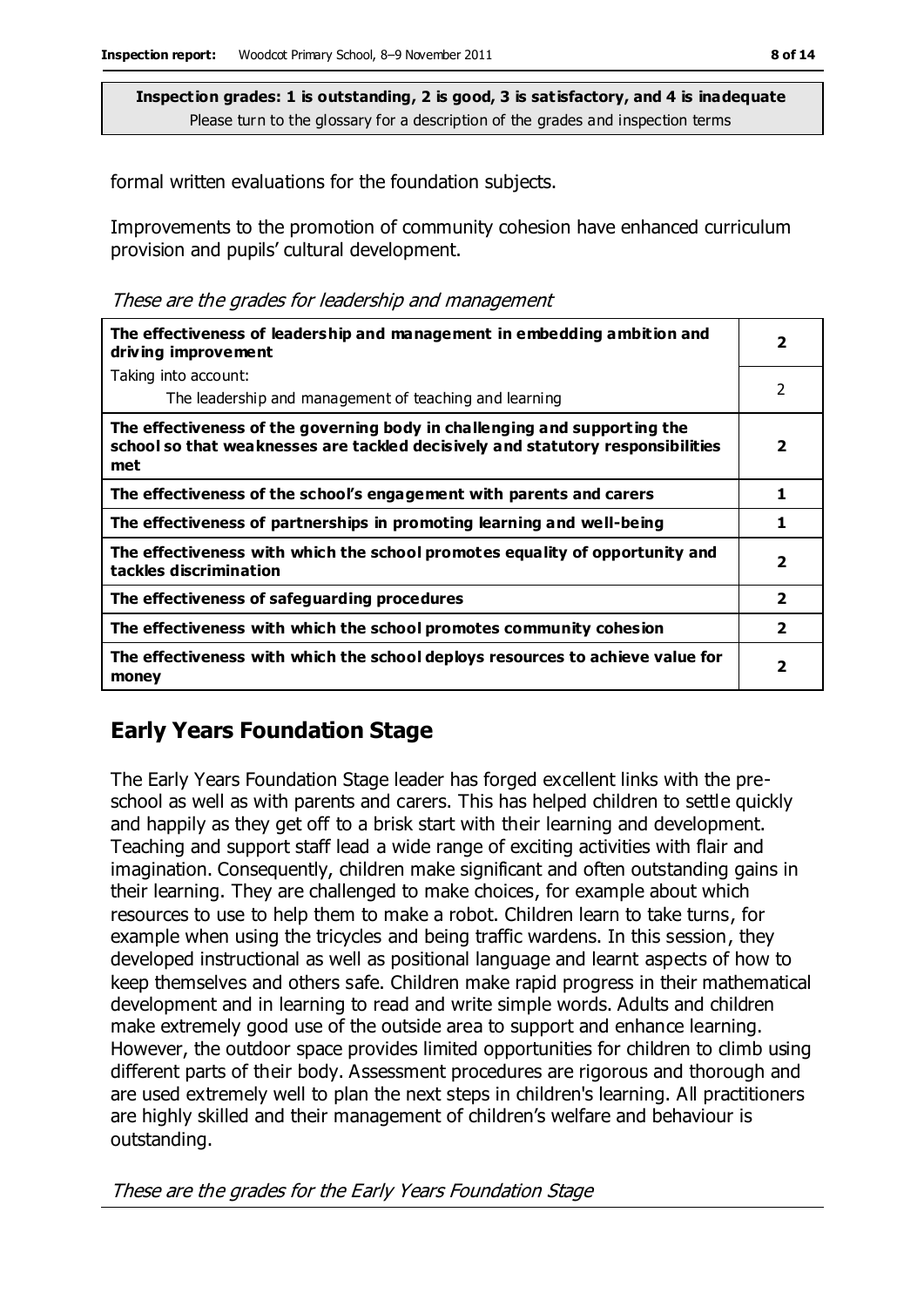**Inspection grades: 1 is outstanding, 2 is good, 3 is satisfactory, and 4 is inadequate**
Please turn to the glossary for a description of the grades and inspection terms

formal written evaluations for the foundation subjects.

Improvements to the promotion of community cohesion have enhanced curriculum provision and pupils' cultural development.

*These are the grades for leadership and management*

| | |
|---|---|
| **The effectiveness of leadership and management in embedding ambition and driving improvement** | **2** |
| Taking into account:<br>The leadership and management of teaching and learning | 2 |
| **The effectiveness of the governing body in challenging and supporting the school so that weaknesses are tackled decisively and statutory responsibilities met** | **2** |
| **The effectiveness of the school's engagement with parents and carers** | **1** |
| **The effectiveness of partnerships in promoting learning and well-being** | **1** |
| **The effectiveness with which the school promotes equality of opportunity and tackles discrimination** | **2** |
| **The effectiveness of safeguarding procedures** | **2** |
| **The effectiveness with which the school promotes community cohesion** | **2** |
| **The effectiveness with which the school deploys resources to achieve value for money** | **2** |

## Early Years Foundation Stage

The Early Years Foundation Stage leader has forged excellent links with the pre-school as well as with parents and carers. This has helped children to settle quickly and happily as they get off to a brisk start with their learning and development. Teaching and support staff lead a wide range of exciting activities with flair and imagination. Consequently, children make significant and often outstanding gains in their learning. They are challenged to make choices, for example about which resources to use to help them to make a robot. Children learn to take turns, for example when using the tricycles and being traffic wardens. In this session, they developed instructional as well as positional language and learnt aspects of how to keep themselves and others safe. Children make rapid progress in their mathematical development and in learning to read and write simple words. Adults and children make extremely good use of the outside area to support and enhance learning. However, the outdoor space provides limited opportunities for children to climb using different parts of their body. Assessment procedures are rigorous and thorough and are used extremely well to plan the next steps in children's learning. All practitioners are highly skilled and their management of children's welfare and behaviour is outstanding.

*These are the grades for the Early Years Foundation Stage*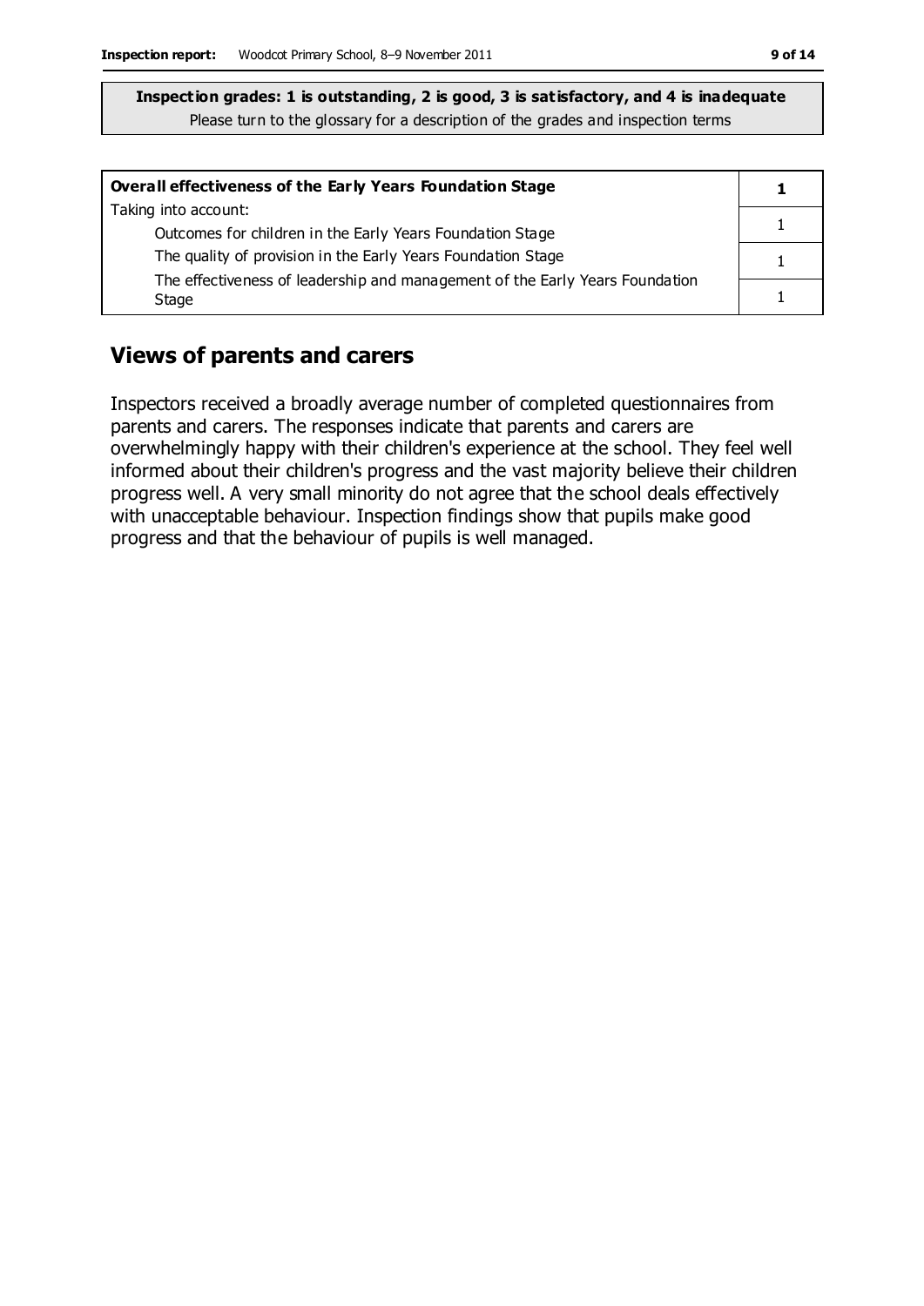**Inspection grades: 1 is outstanding, 2 is good, 3 is satisfactory, and 4 is inadequate**
Please turn to the glossary for a description of the grades and inspection terms

| **Overall effectiveness of the Early Years Foundation Stage** | **1** |
|---|---|
| Taking into account: | |
| Outcomes for children in the Early Years Foundation Stage | 1 |
| The quality of provision in the Early Years Foundation Stage | 1 |
| The effectiveness of leadership and management of the Early Years Foundation Stage | 1 |

## Views of parents and carers

Inspectors received a broadly average number of completed questionnaires from parents and carers. The responses indicate that parents and carers are overwhelmingly happy with their children's experience at the school. They feel well informed about their children's progress and the vast majority believe their children progress well. A very small minority do not agree that the school deals effectively with unacceptable behaviour. Inspection findings show that pupils make good progress and that the behaviour of pupils is well managed.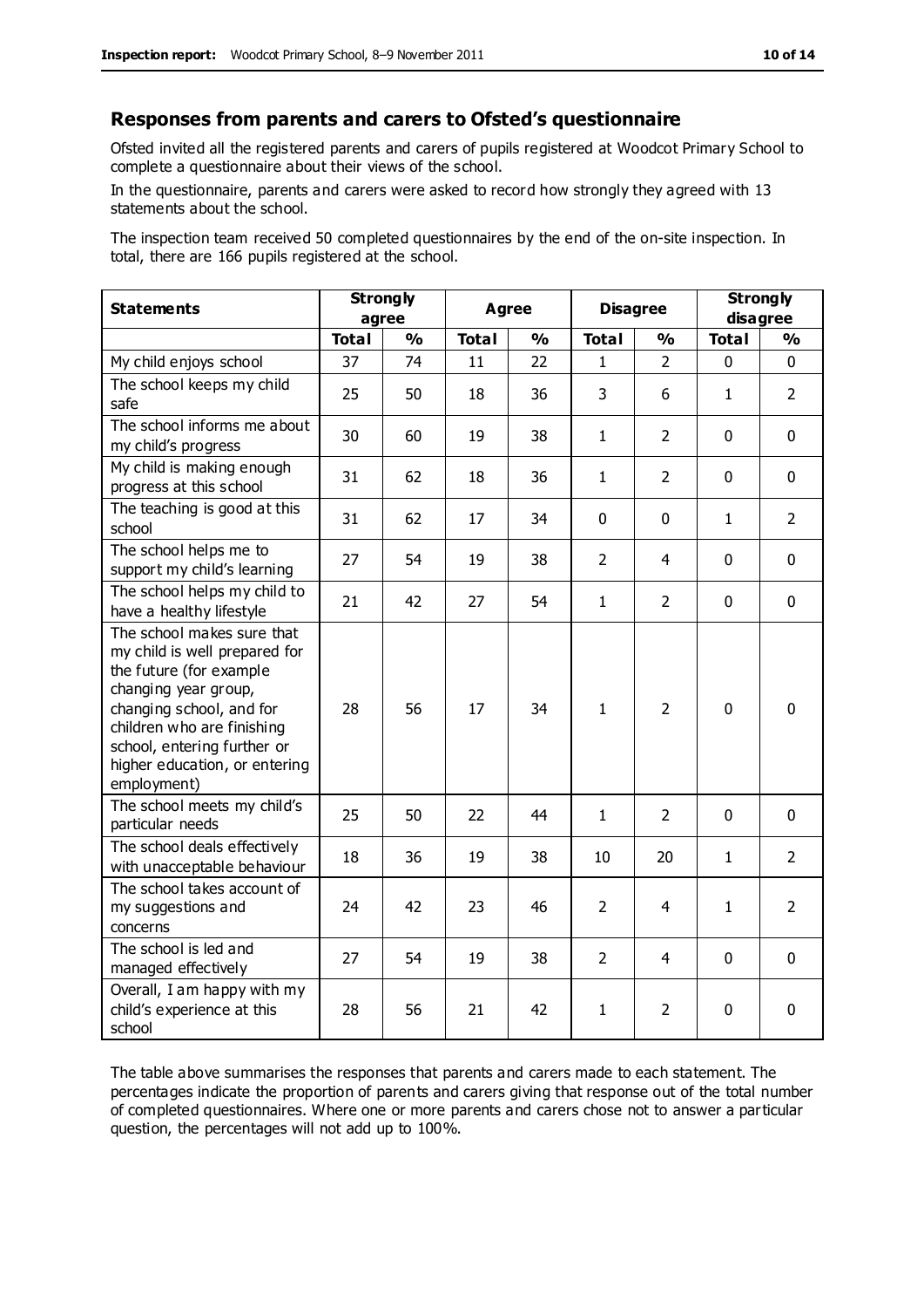## Responses from parents and carers to Ofsted's questionnaire

Ofsted invited all the registered parents and carers of pupils registered at Woodcot Primary School to complete a questionnaire about their views of the school.

In the questionnaire, parents and carers were asked to record how strongly they agreed with 13 statements about the school.

The inspection team received 50 completed questionnaires by the end of the on-site inspection. In total, there are 166 pupils registered at the school.

| Statements | Strongly agree | | Agree | | Disagree | | Strongly disagree | |
|---|---|---|---|---|---|---|---|---|
| | Total | % | Total | % | Total | % | Total | % |
| My child enjoys school | 37 | 74 | 11 | 22 | 1 | 2 | 0 | 0 |
| The school keeps my child safe | 25 | 50 | 18 | 36 | 3 | 6 | 1 | 2 |
| The school informs me about my child's progress | 30 | 60 | 19 | 38 | 1 | 2 | 0 | 0 |
| My child is making enough progress at this school | 31 | 62 | 18 | 36 | 1 | 2 | 0 | 0 |
| The teaching is good at this school | 31 | 62 | 17 | 34 | 0 | 0 | 1 | 2 |
| The school helps me to support my child's learning | 27 | 54 | 19 | 38 | 2 | 4 | 0 | 0 |
| The school helps my child to have a healthy lifestyle | 21 | 42 | 27 | 54 | 1 | 2 | 0 | 0 |
| The school makes sure that my child is well prepared for the future (for example changing year group, changing school, and for children who are finishing school, entering further or higher education, or entering employment) | 28 | 56 | 17 | 34 | 1 | 2 | 0 | 0 |
| The school meets my child's particular needs | 25 | 50 | 22 | 44 | 1 | 2 | 0 | 0 |
| The school deals effectively with unacceptable behaviour | 18 | 36 | 19 | 38 | 10 | 20 | 1 | 2 |
| The school takes account of my suggestions and concerns | 24 | 42 | 23 | 46 | 2 | 4 | 1 | 2 |
| The school is led and managed effectively | 27 | 54 | 19 | 38 | 2 | 4 | 0 | 0 |
| Overall, I am happy with my child's experience at this school | 28 | 56 | 21 | 42 | 1 | 2 | 0 | 0 |

The table above summarises the responses that parents and carers made to each statement. The percentages indicate the proportion of parents and carers giving that response out of the total number of completed questionnaires. Where one or more parents and carers chose not to answer a particular question, the percentages will not add up to 100%.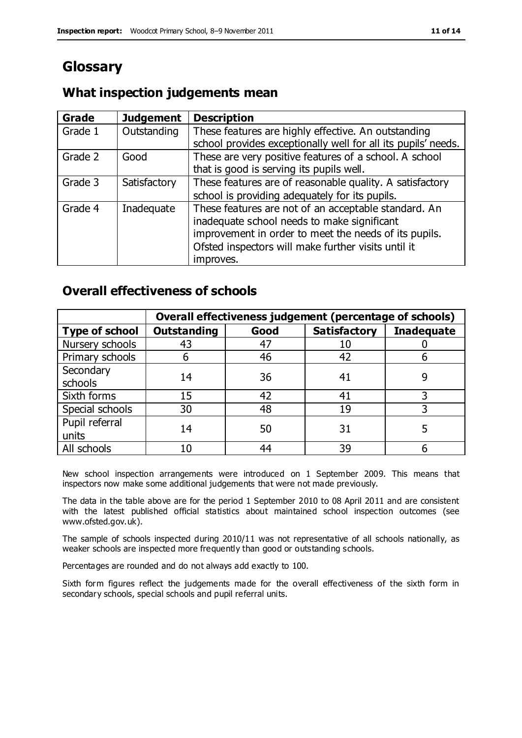# Glossary

## What inspection judgements mean

| Grade | Judgement | Description |
| --- | --- | --- |
| Grade 1 | Outstanding | These features are highly effective. An outstanding school provides exceptionally well for all its pupils' needs. |
| Grade 2 | Good | These are very positive features of a school. A school that is good is serving its pupils well. |
| Grade 3 | Satisfactory | These features are of reasonable quality. A satisfactory school is providing adequately for its pupils. |
| Grade 4 | Inadequate | These features are not of an acceptable standard. An inadequate school needs to make significant improvement in order to meet the needs of its pupils. Ofsted inspectors will make further visits until it improves. |

## Overall effectiveness of schools

| | Overall effectiveness judgement (percentage of schools) | | | |
| --- | --- | --- | --- | --- |
| **Type of school** | **Outstanding** | **Good** | **Satisfactory** | **Inadequate** |
| Nursery schools | 43 | 47 | 10 | 0 |
| Primary schools | 6 | 46 | 42 | 6 |
| Secondary schools | 14 | 36 | 41 | 9 |
| Sixth forms | 15 | 42 | 41 | 3 |
| Special schools | 30 | 48 | 19 | 3 |
| Pupil referral units | 14 | 50 | 31 | 5 |
| All schools | 10 | 44 | 39 | 6 |

New school inspection arrangements were introduced on 1 September 2009. This means that inspectors now make some additional judgements that were not made previously.

The data in the table above are for the period 1 September 2010 to 08 April 2011 and are consistent with the latest published official statistics about maintained school inspection outcomes (see www.ofsted.gov.uk).

The sample of schools inspected during 2010/11 was not representative of all schools nationally, as weaker schools are inspected more frequently than good or outstanding schools.

Percentages are rounded and do not always add exactly to 100.

Sixth form figures reflect the judgements made for the overall effectiveness of the sixth form in secondary schools, special schools and pupil referral units.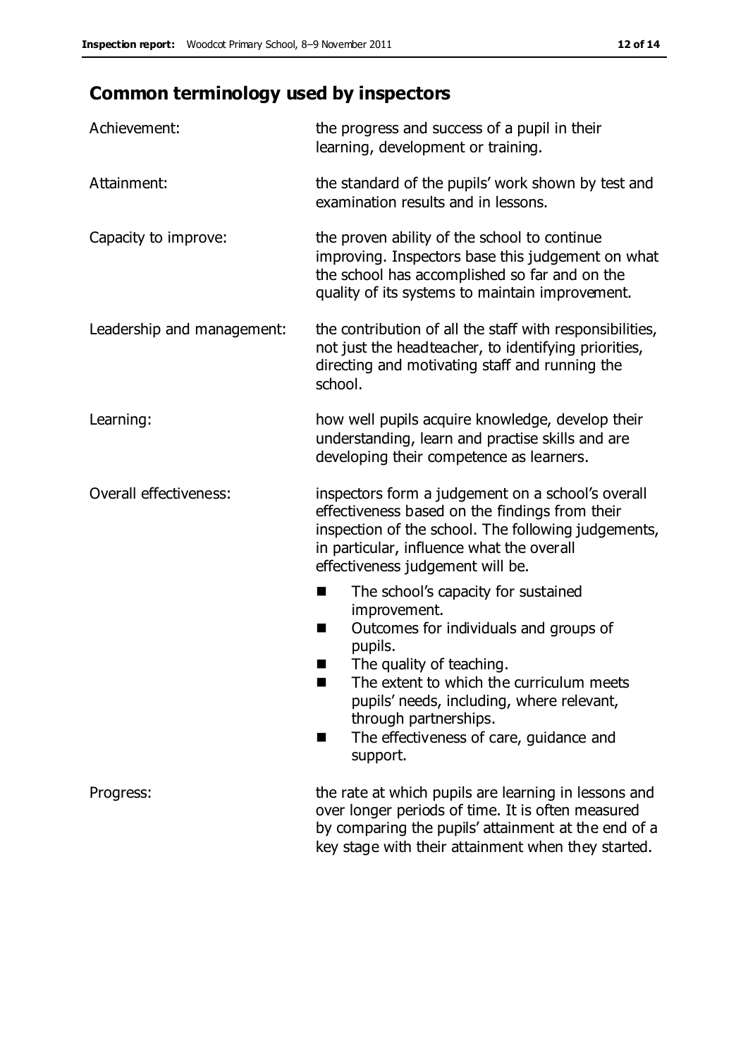## Common terminology used by inspectors

**Achievement:** the progress and success of a pupil in their learning, development or training.

**Attainment:** the standard of the pupils' work shown by test and examination results and in lessons.

**Capacity to improve:** the proven ability of the school to continue improving. Inspectors base this judgement on what the school has accomplished so far and on the quality of its systems to maintain improvement.

**Leadership and management:** the contribution of all the staff with responsibilities, not just the headteacher, to identifying priorities, directing and motivating staff and running the school.

**Learning:** how well pupils acquire knowledge, develop their understanding, learn and practise skills and are developing their competence as learners.

**Overall effectiveness:** inspectors form a judgement on a school's overall effectiveness based on the findings from their inspection of the school. The following judgements, in particular, influence what the overall effectiveness judgement will be.

- The school's capacity for sustained improvement.
- Outcomes for individuals and groups of pupils.
- The quality of teaching.
- The extent to which the curriculum meets pupils' needs, including, where relevant, through partnerships.
- The effectiveness of care, guidance and support.

**Progress:** the rate at which pupils are learning in lessons and over longer periods of time. It is often measured by comparing the pupils' attainment at the end of a key stage with their attainment when they started.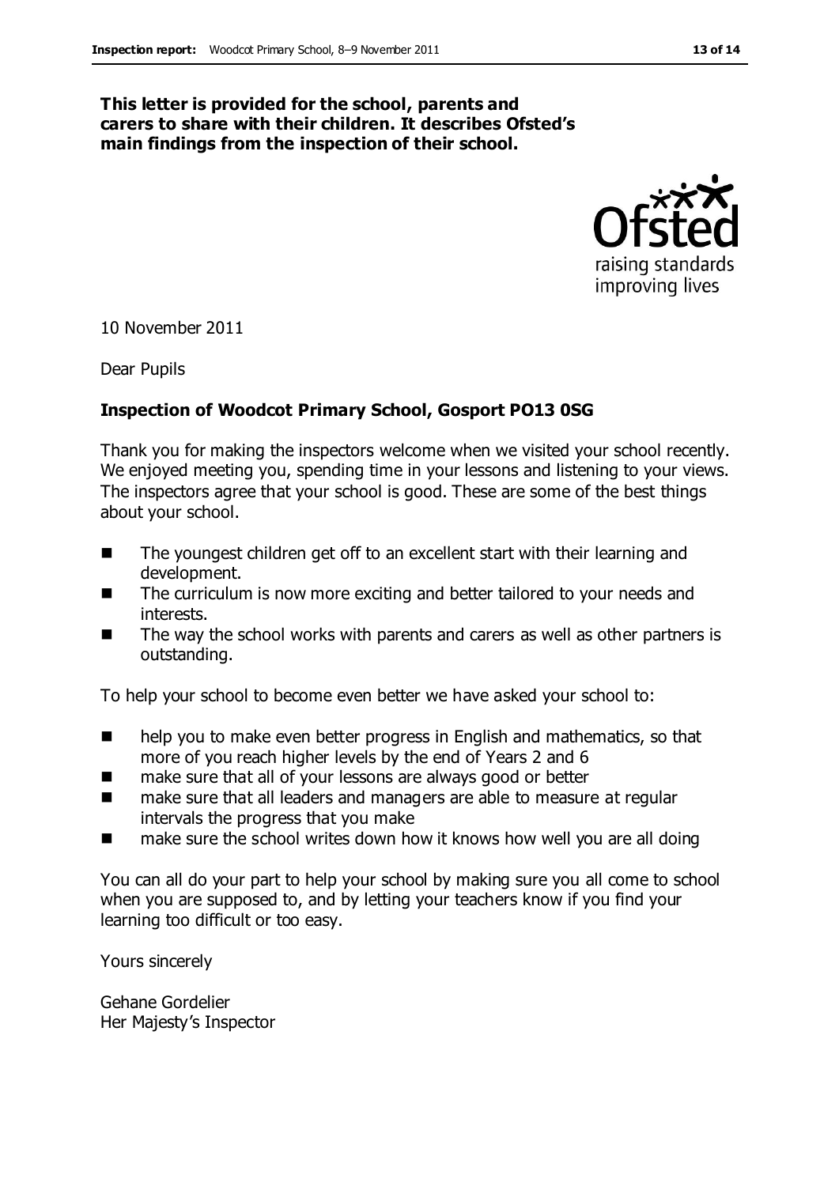**This letter is provided for the school, parents and carers to share with their children. It describes Ofsted's main findings from the inspection of their school.**

10 November 2011

Dear Pupils

**Inspection of Woodcot Primary School, Gosport PO13 0SG**

Thank you for making the inspectors welcome when we visited your school recently. We enjoyed meeting you, spending time in your lessons and listening to your views. The inspectors agree that your school is good. These are some of the best things about your school.

- The youngest children get off to an excellent start with their learning and development.
- The curriculum is now more exciting and better tailored to your needs and interests.
- The way the school works with parents and carers as well as other partners is outstanding.

To help your school to become even better we have asked your school to:

- help you to make even better progress in English and mathematics, so that more of you reach higher levels by the end of Years 2 and 6
- make sure that all of your lessons are always good or better
- make sure that all leaders and managers are able to measure at regular intervals the progress that you make
- make sure the school writes down how it knows how well you are all doing

You can all do your part to help your school by making sure you all come to school when you are supposed to, and by letting your teachers know if you find your learning too difficult or too easy.

Yours sincerely

Gehane Gordelier
Her Majesty's Inspector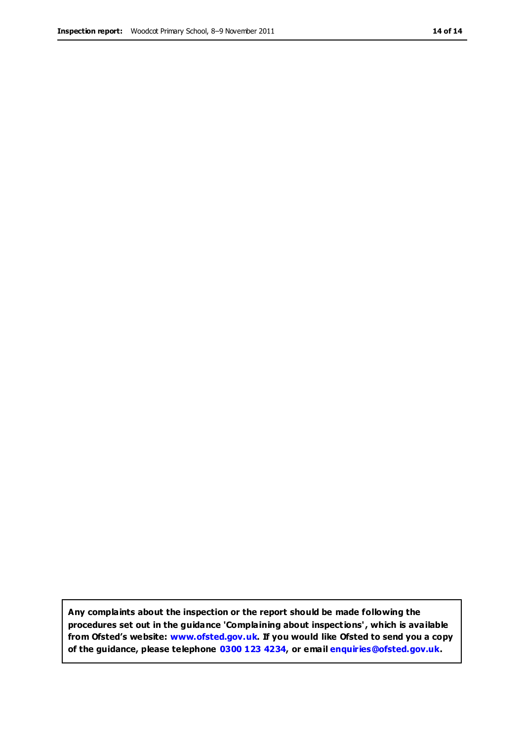**Any complaints about the inspection or the report should be made following the procedures set out in the guidance 'Complaining about inspections', which is available from Ofsted's website: www.ofsted.gov.uk. If you would like Ofsted to send you a copy of the guidance, please telephone 0300 123 4234, or email enquiries@ofsted.gov.uk.**